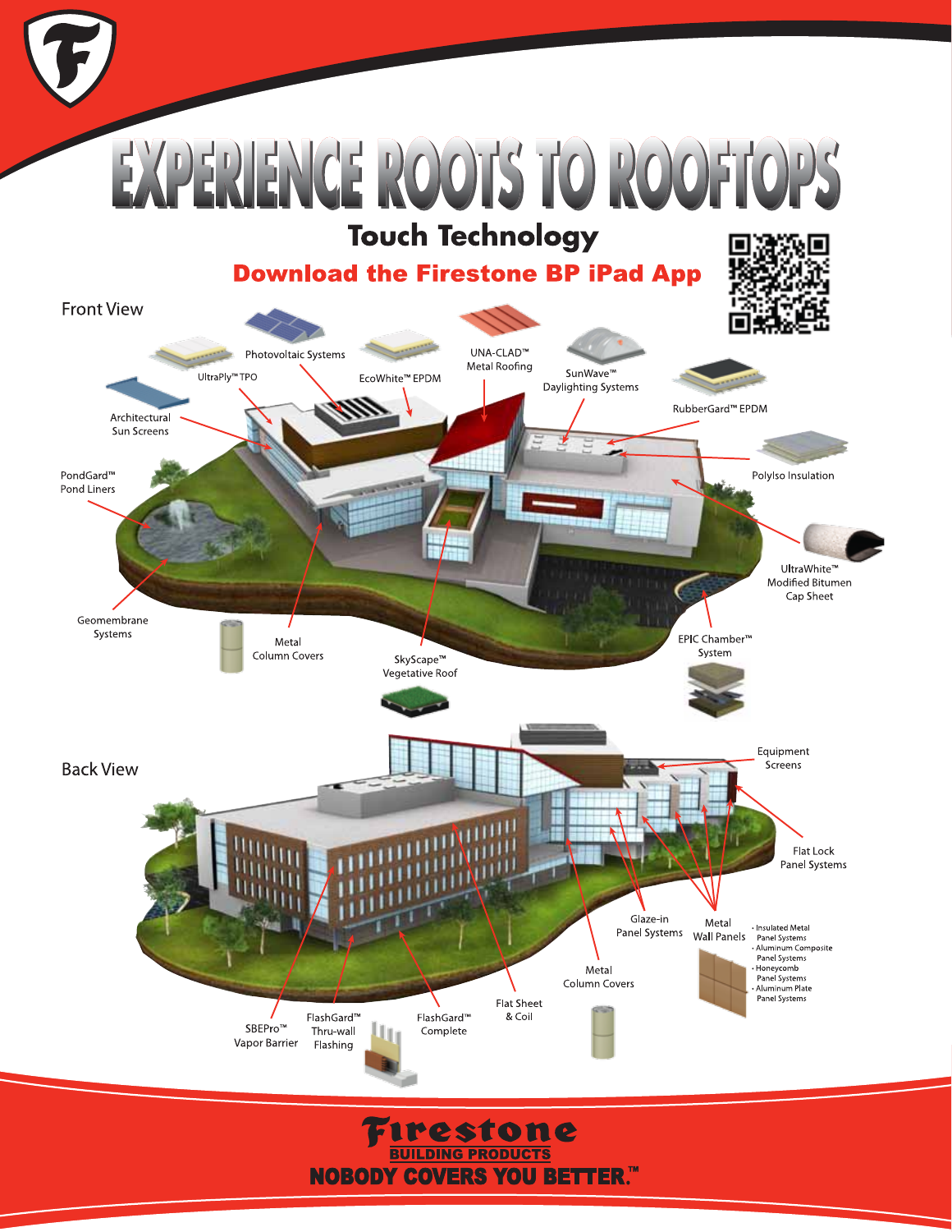# EXPERIENCE ROOTS TO ROOFTOPS

## Touch Technology

**Download the Firestone BP iPad App**

### Front View

- Photovoltaic Systems
- UltraPly™ TPO
- EcoWhite™ EPDM
- UNA-CLAD™ Metal Roofing
- SunWave™ Daylighting Systems
- RubberGard™ EPDM
- Architectural Sun Screens
- PondGard™ Pond Liners
- Polyiso Insulation
- UltraWhite™ Modified Bitumen Cap Sheet
- Geomembrane Systems
- Metal Column Covers
- SkyScape™ Vegetative Roof
- EPIC Chamber™ System

### Back View

- Equipment Screens
- Flat Lock Panel Systems
- Glaze-in Panel Systems
- Metal Wall Panels
  - Insulated Metal Panel Systems
  - Aluminum Composite Panel Systems
  - Honeycomb Panel Systems
  - Aluminum Plate Panel Systems
- Metal Column Covers
- Flat Sheet & Coil
- SBEPro™ Vapor Barrier
- FlashGard™ Thru-wall Flashing
- FlashGard™ Complete

**Firestone**
**BUILDING PRODUCTS**
**NOBODY COVERS YOU BETTER.™**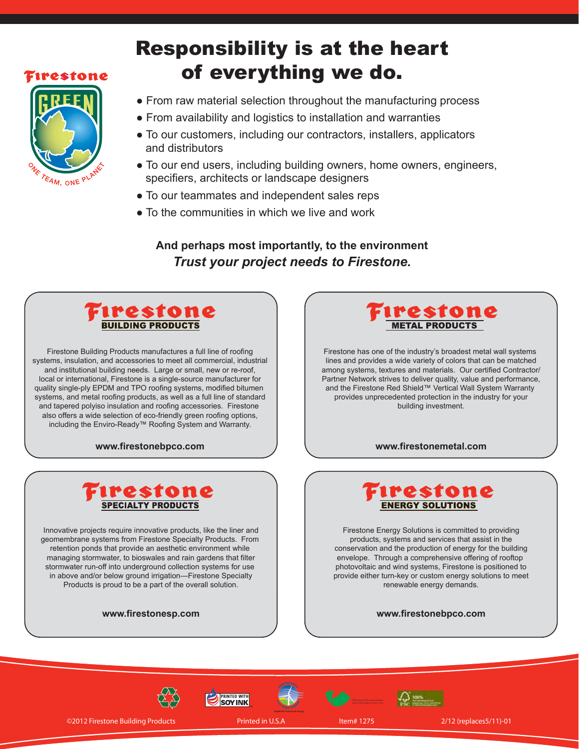Firestone

GREEN

ONE TEAM, ONE PLANET

# Responsibility is at the heart of everything we do.

- From raw material selection throughout the manufacturing process
- From availability and logistics to installation and warranties
- To our customers, including our contractors, installers, applicators and distributors
- To our end users, including building owners, home owners, engineers, specifiers, architects or landscape designers
- To our teammates and independent sales reps
- To the communities in which we live and work

**And perhaps most importantly, to the environment**

***Trust your project needs to Firestone.***

## Firestone BUILDING PRODUCTS

Firestone Building Products manufactures a full line of roofing systems, insulation, and accessories to meet all commercial, industrial and institutional building needs. Large or small, new or re-roof, local or international, Firestone is a single-source manufacturer for quality single-ply EPDM and TPO roofing systems, modified bitumen systems, and metal roofing products, as well as a full line of standard and tapered polyiso insulation and roofing accessories. Firestone also offers a wide selection of eco-friendly green roofing options, including the Enviro-Ready™ Roofing System and Warranty.

**www.firestonebpco.com**

## Firestone METAL PRODUCTS

Firestone has one of the industry's broadest metal wall systems lines and provides a wide variety of colors that can be matched among systems, textures and materials. Our certified Contractor/Partner Network strives to deliver quality, value and performance, and the Firestone Red Shield™ Vertical Wall System Warranty provides unprecedented protection in the industry for your building investment.

**www.firestonemetal.com**

## Firestone SPECIALTY PRODUCTS

Innovative projects require innovative products, like the liner and geomembrane systems from Firestone Specialty Products. From retention ponds that provide an aesthetic environment while managing stormwater, to bioswales and rain gardens that filter stormwater run-off into underground collection systems for use in above and/or below ground irrigation—Firestone Specialty Products is proud to be a part of the overall solution.

**www.firestonesp.com**

## Firestone ENERGY SOLUTIONS

Firestone Energy Solutions is committed to providing products, systems and services that assist in the conservation and the production of energy for the building envelope. Through a comprehensive offering of rooftop photovoltaic and wind systems, Firestone is positioned to provide either turn-key or custom energy solutions to meet renewable energy demands.

**www.firestonebpco.com**

PRINTED WITH SOY INK

©2012 Firestone Building Products

Printed in U.S.A

Item# 1275

2/12 (replaces5/11)-01